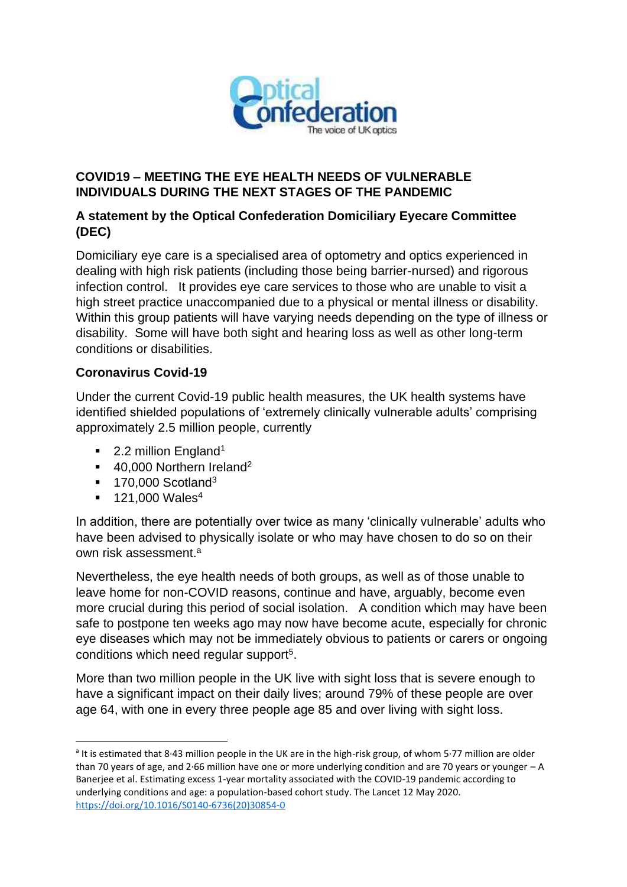# COVID19 – MEETING THE EYE HEALTH NEEDS OF VULNERABLE INDIVIDUALS DURING THE NEXT STAGES OF THE PANDEMIC

## A statement by the Optical Confederation Domiciliary Eyecare Committee (DEC)

Domiciliary eye care is a specialised area of optometry and optics experienced in dealing with high risk patients (including those being barrier-nursed) and rigorous infection control. It provides eye care services to those who are unable to visit a high street practice unaccompanied due to a physical or mental illness or disability. Within this group patients will have varying needs depending on the type of illness or disability. Some will have both sight and hearing loss as well as other long-term conditions or disabilities.

### Coronavirus Covid-19

Under the current Covid-19 public health measures, the UK health systems have identified shielded populations of 'extremely clinically vulnerable adults' comprising approximately 2.5 million people, currently

- 2.2 million England[1]
- 40,000 Northern Ireland[2]
- 170,000 Scotland[3]
- 121,000 Wales[4]

In addition, there are potentially over twice as many 'clinically vulnerable' adults who have been advised to physically isolate or who may have chosen to do so on their own risk assessment.[a]

Nevertheless, the eye health needs of both groups, as well as of those unable to leave home for non-COVID reasons, continue and have, arguably, become even more crucial during this period of social isolation. A condition which may have been safe to postpone ten weeks ago may now have become acute, especially for chronic eye diseases which may not be immediately obvious to patients or carers or ongoing conditions which need regular support[5].

More than two million people in the UK live with sight loss that is severe enough to have a significant impact on their daily lives; around 79% of these people are over age 64, with one in every three people age 85 and over living with sight loss.

---

[a] It is estimated that 8·43 million people in the UK are in the high-risk group, of whom 5·77 million are older than 70 years of age, and 2·66 million have one or more underlying condition and are 70 years or younger – A Banerjee et al. Estimating excess 1-year mortality associated with the COVID-19 pandemic according to underlying conditions and age: a population-based cohort study. The Lancet 12 May 2020. https://doi.org/10.1016/S0140-6736(20)30854-0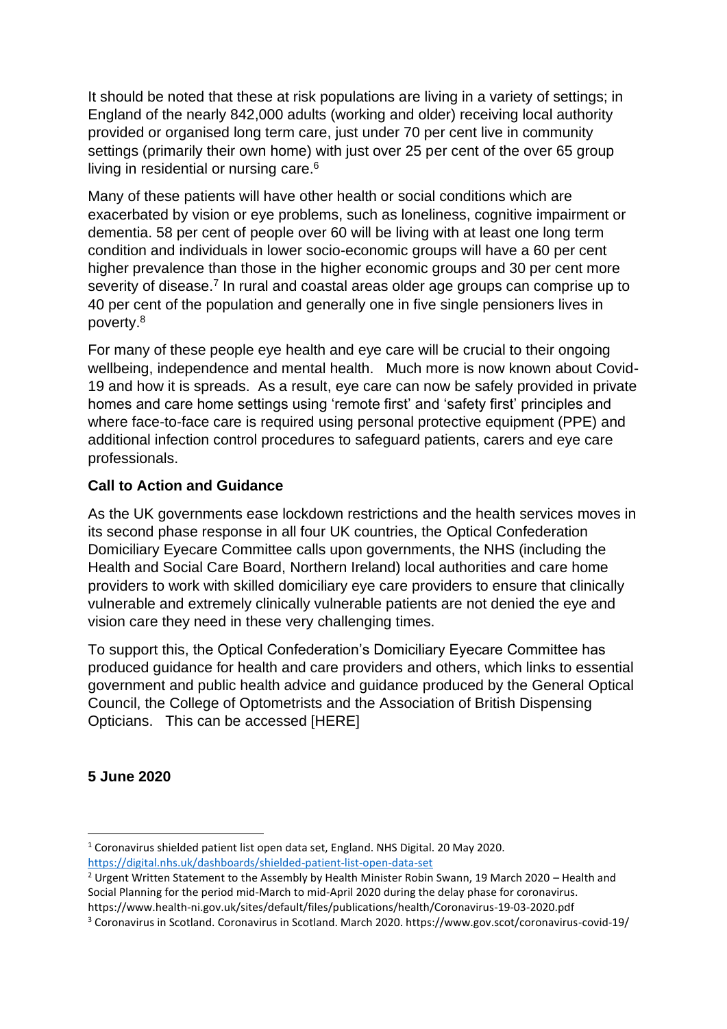It should be noted that these at risk populations are living in a variety of settings; in England of the nearly 842,000 adults (working and older) receiving local authority provided or organised long term care, just under 70 per cent live in community settings (primarily their own home) with just over 25 per cent of the over 65 group living in residential or nursing care.[6]

Many of these patients will have other health or social conditions which are exacerbated by vision or eye problems, such as loneliness, cognitive impairment or dementia. 58 per cent of people over 60 will be living with at least one long term condition and individuals in lower socio-economic groups will have a 60 per cent higher prevalence than those in the higher economic groups and 30 per cent more severity of disease.[7] In rural and coastal areas older age groups can comprise up to 40 per cent of the population and generally one in five single pensioners lives in poverty.[8]

For many of these people eye health and eye care will be crucial to their ongoing wellbeing, independence and mental health. Much more is now known about Covid-19 and how it is spreads. As a result, eye care can now be safely provided in private homes and care home settings using 'remote first' and 'safety first' principles and where face-to-face care is required using personal protective equipment (PPE) and additional infection control procedures to safeguard patients, carers and eye care professionals.

**Call to Action and Guidance**

As the UK governments ease lockdown restrictions and the health services moves in its second phase response in all four UK countries, the Optical Confederation Domiciliary Eyecare Committee calls upon governments, the NHS (including the Health and Social Care Board, Northern Ireland) local authorities and care home providers to work with skilled domiciliary eye care providers to ensure that clinically vulnerable and extremely clinically vulnerable patients are not denied the eye and vision care they need in these very challenging times.

To support this, the Optical Confederation's Domiciliary Eyecare Committee has produced guidance for health and care providers and others, which links to essential government and public health advice and guidance produced by the General Optical Council, the College of Optometrists and the Association of British Dispensing Opticians. This can be accessed [HERE]

**5 June 2020**

---

[1] Coronavirus shielded patient list open data set, England. NHS Digital. 20 May 2020. https://digital.nhs.uk/dashboards/shielded-patient-list-open-data-set

[2] Urgent Written Statement to the Assembly by Health Minister Robin Swann, 19 March 2020 – Health and Social Planning for the period mid-March to mid-April 2020 during the delay phase for coronavirus. https://www.health-ni.gov.uk/sites/default/files/publications/health/Coronavirus-19-03-2020.pdf

[3] Coronavirus in Scotland. Coronavirus in Scotland. March 2020. https://www.gov.scot/coronavirus-covid-19/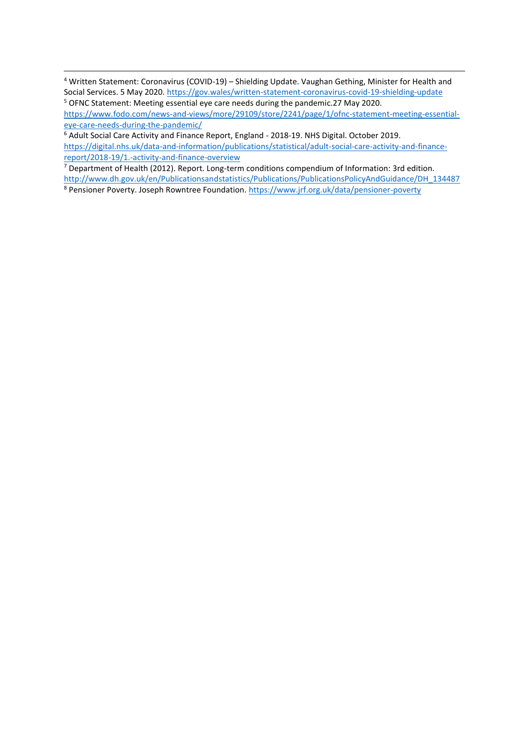---

[4] Written Statement: Coronavirus (COVID-19) – Shielding Update. Vaughan Gething, Minister for Health and Social Services. 5 May 2020. https://gov.wales/written-statement-coronavirus-covid-19-shielding-update

[5] OFNC Statement: Meeting essential eye care needs during the pandemic.27 May 2020. https://www.fodo.com/news-and-views/more/29109/store/2241/page/1/ofnc-statement-meeting-essential-eye-care-needs-during-the-pandemic/

[6] Adult Social Care Activity and Finance Report, England - 2018-19. NHS Digital. October 2019. https://digital.nhs.uk/data-and-information/publications/statistical/adult-social-care-activity-and-finance-report/2018-19/1.-activity-and-finance-overview

[7] Department of Health (2012). Report. Long-term conditions compendium of Information: 3rd edition. http://www.dh.gov.uk/en/Publicationsandstatistics/Publications/PublicationsPolicyAndGuidance/DH_134487

[8] Pensioner Poverty. Joseph Rowntree Foundation. https://www.jrf.org.uk/data/pensioner-poverty